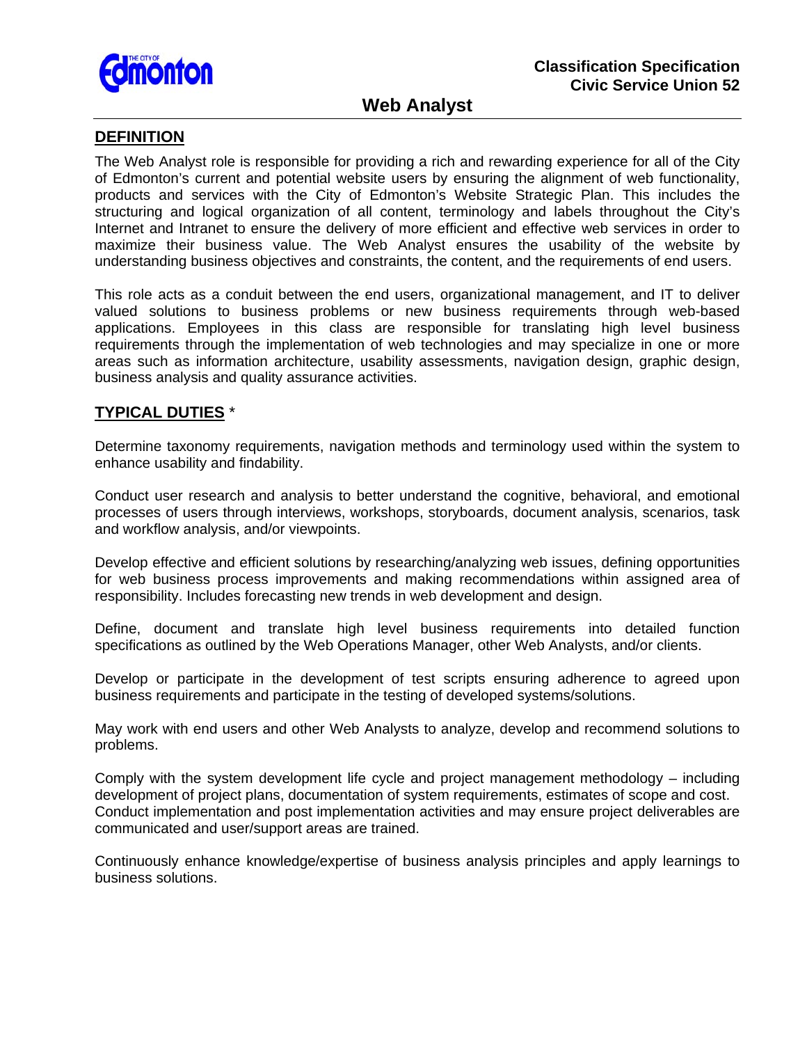**Classification Specification**
**Civic Service Union 52**

# Web Analyst

## DEFINITION

The Web Analyst role is responsible for providing a rich and rewarding experience for all of the City of Edmonton's current and potential website users by ensuring the alignment of web functionality, products and services with the City of Edmonton's Website Strategic Plan. This includes the structuring and logical organization of all content, terminology and labels throughout the City's Internet and Intranet to ensure the delivery of more efficient and effective web services in order to maximize their business value. The Web Analyst ensures the usability of the website by understanding business objectives and constraints, the content, and the requirements of end users.

This role acts as a conduit between the end users, organizational management, and IT to deliver valued solutions to business problems or new business requirements through web-based applications. Employees in this class are responsible for translating high level business requirements through the implementation of web technologies and may specialize in one or more areas such as information architecture, usability assessments, navigation design, graphic design, business analysis and quality assurance activities.

## TYPICAL DUTIES *

Determine taxonomy requirements, navigation methods and terminology used within the system to enhance usability and findability.

Conduct user research and analysis to better understand the cognitive, behavioral, and emotional processes of users through interviews, workshops, storyboards, document analysis, scenarios, task and workflow analysis, and/or viewpoints.

Develop effective and efficient solutions by researching/analyzing web issues, defining opportunities for web business process improvements and making recommendations within assigned area of responsibility. Includes forecasting new trends in web development and design.

Define, document and translate high level business requirements into detailed function specifications as outlined by the Web Operations Manager, other Web Analysts, and/or clients.

Develop or participate in the development of test scripts ensuring adherence to agreed upon business requirements and participate in the testing of developed systems/solutions.

May work with end users and other Web Analysts to analyze, develop and recommend solutions to problems.

Comply with the system development life cycle and project management methodology – including development of project plans, documentation of system requirements, estimates of scope and cost. Conduct implementation and post implementation activities and may ensure project deliverables are communicated and user/support areas are trained.

Continuously enhance knowledge/expertise of business analysis principles and apply learnings to business solutions.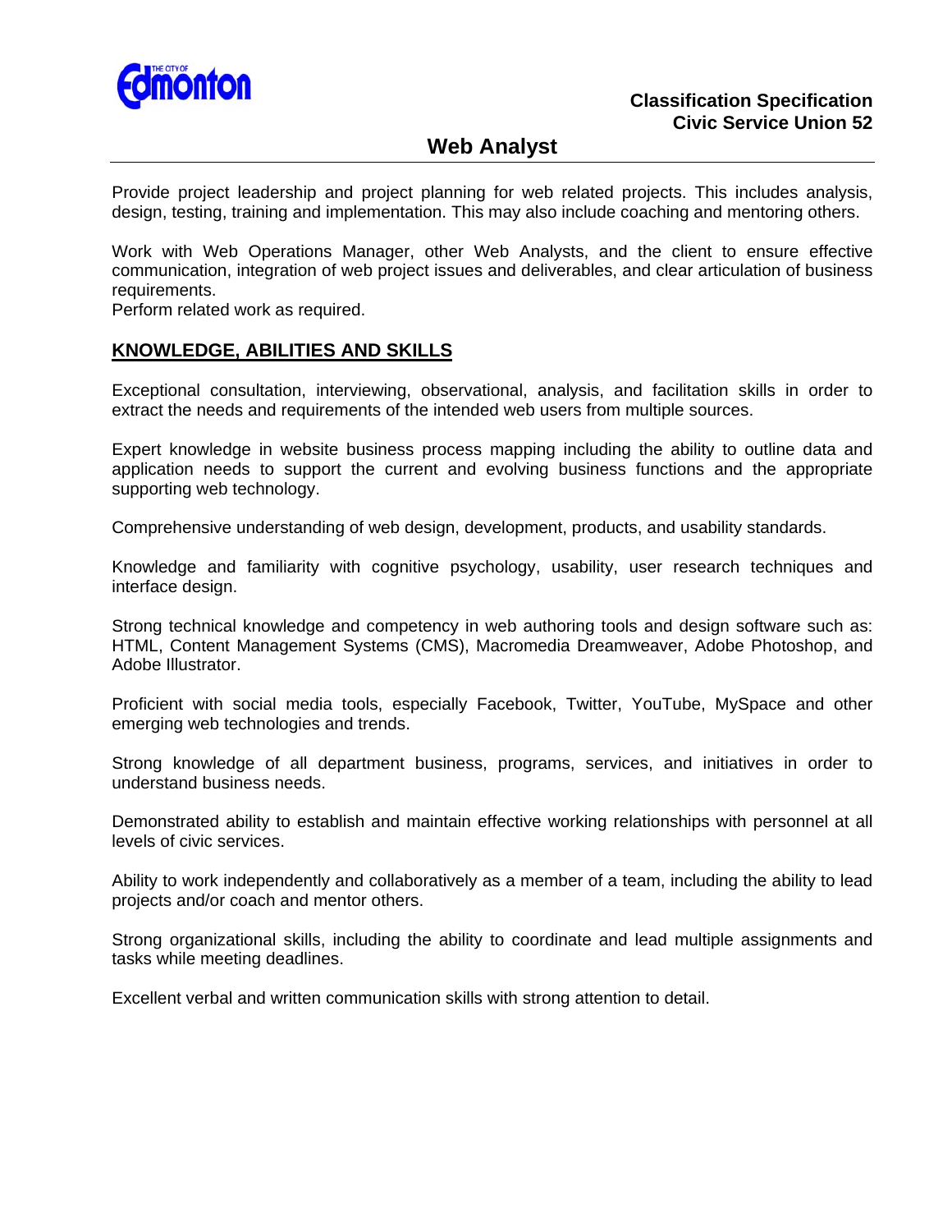**Classification Specification**
**Civic Service Union 52**

# Web Analyst

Provide project leadership and project planning for web related projects. This includes analysis, design, testing, training and implementation. This may also include coaching and mentoring others.

Work with Web Operations Manager, other Web Analysts, and the client to ensure effective communication, integration of web project issues and deliverables, and clear articulation of business requirements.
Perform related work as required.

## KNOWLEDGE, ABILITIES AND SKILLS

Exceptional consultation, interviewing, observational, analysis, and facilitation skills in order to extract the needs and requirements of the intended web users from multiple sources.

Expert knowledge in website business process mapping including the ability to outline data and application needs to support the current and evolving business functions and the appropriate supporting web technology.

Comprehensive understanding of web design, development, products, and usability standards.

Knowledge and familiarity with cognitive psychology, usability, user research techniques and interface design.

Strong technical knowledge and competency in web authoring tools and design software such as: HTML, Content Management Systems (CMS), Macromedia Dreamweaver, Adobe Photoshop, and Adobe Illustrator.

Proficient with social media tools, especially Facebook, Twitter, YouTube, MySpace and other emerging web technologies and trends.

Strong knowledge of all department business, programs, services, and initiatives in order to understand business needs.

Demonstrated ability to establish and maintain effective working relationships with personnel at all levels of civic services.

Ability to work independently and collaboratively as a member of a team, including the ability to lead projects and/or coach and mentor others.

Strong organizational skills, including the ability to coordinate and lead multiple assignments and tasks while meeting deadlines.

Excellent verbal and written communication skills with strong attention to detail.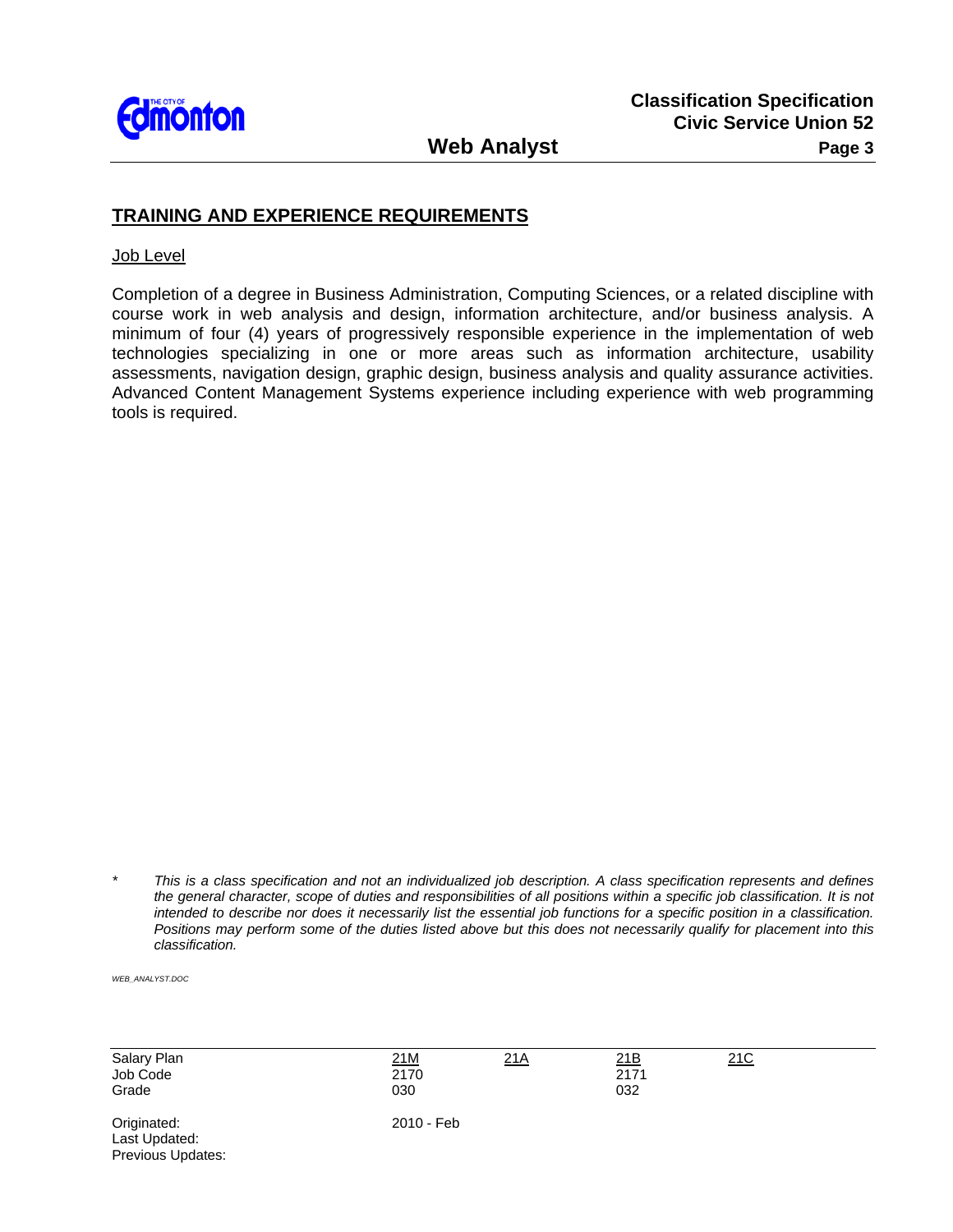## TRAINING AND EXPERIENCE REQUIREMENTS

Job Level

Completion of a degree in Business Administration, Computing Sciences, or a related discipline with course work in web analysis and design, information architecture, and/or business analysis. A minimum of four (4) years of progressively responsible experience in the implementation of web technologies specializing in one or more areas such as information architecture, usability assessments, navigation design, graphic design, business analysis and quality assurance activities. Advanced Content Management Systems experience including experience with web programming tools is required.

\* *This is a class specification and not an individualized job description. A class specification represents and defines the general character, scope of duties and responsibilities of all positions within a specific job classification. It is not intended to describe nor does it necessarily list the essential job functions for a specific position in a classification. Positions may perform some of the duties listed above but this does not necessarily qualify for placement into this classification.*

*WEB_ANALYST.DOC*

| | | | | |
|---|---|---|---|---|
| Salary Plan | 21M | 21A | 21B | 21C |
| Job Code | 2170 | | 2171 | |
| Grade | 030 | | 032 | |
| Originated: | 2010 - Feb | | | |
| Last Updated: | | | | |
| Previous Updates: | | | | |